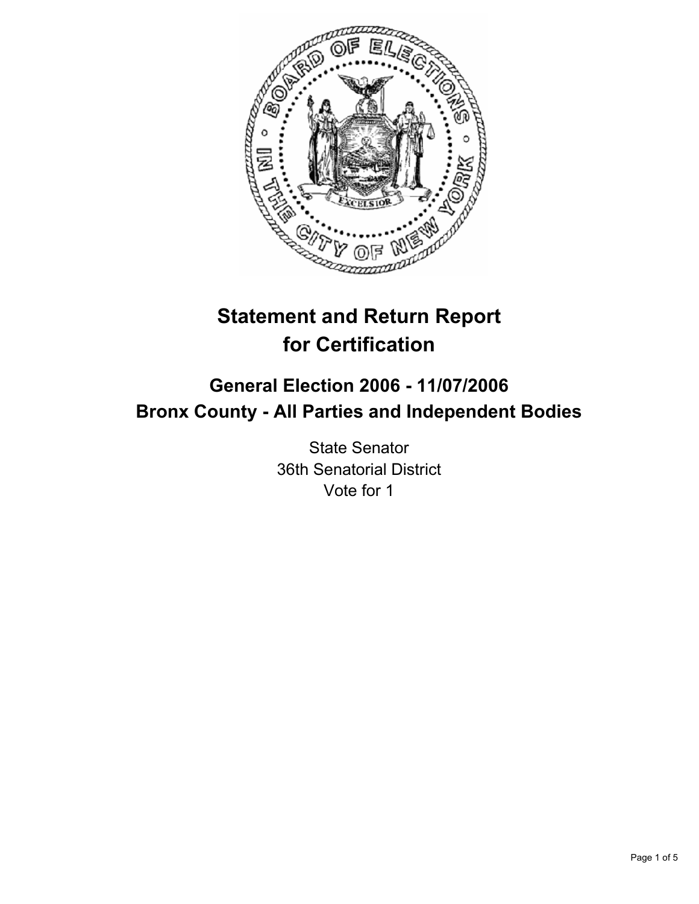# Statement and Return Report for Certification

## General Election 2006 - 11/07/2006
## Bronx County - All Parties and Independent Bodies

State Senator
36th Senatorial District
Vote for 1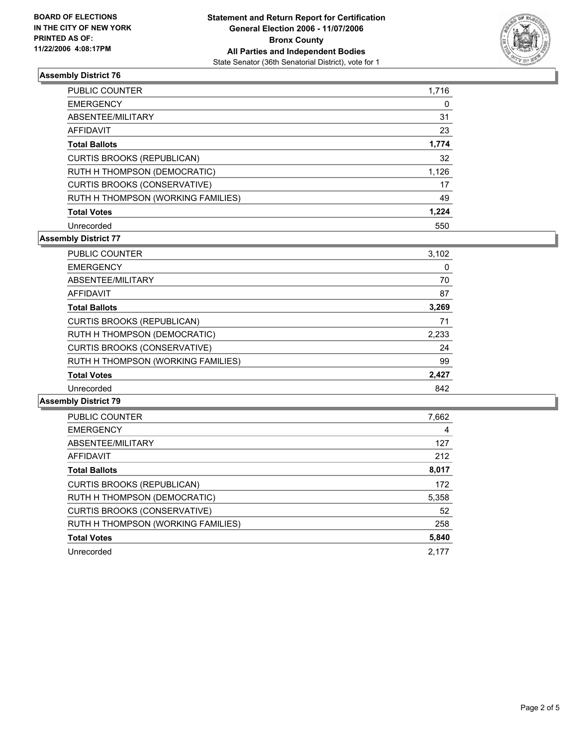**BOARD OF ELECTIONS IN THE CITY OF NEW YORK PRINTED AS OF: 11/22/2006 4:08:17PM**

# Statement and Return Report for Certification
## General Election 2006 - 11/07/2006
## Bronx County
## All Parties and Independent Bodies
State Senator (36th Senatorial District), vote for 1

### Assembly District 76

| | |
|---|---|
| PUBLIC COUNTER | 1,716 |
| EMERGENCY | 0 |
| ABSENTEE/MILITARY | 31 |
| AFFIDAVIT | 23 |
| **Total Ballots** | **1,774** |
| CURTIS BROOKS (REPUBLICAN) | 32 |
| RUTH H THOMPSON (DEMOCRATIC) | 1,126 |
| CURTIS BROOKS (CONSERVATIVE) | 17 |
| RUTH H THOMPSON (WORKING FAMILIES) | 49 |
| **Total Votes** | **1,224** |
| Unrecorded | 550 |

### Assembly District 77

| | |
|---|---|
| PUBLIC COUNTER | 3,102 |
| EMERGENCY | 0 |
| ABSENTEE/MILITARY | 70 |
| AFFIDAVIT | 87 |
| **Total Ballots** | **3,269** |
| CURTIS BROOKS (REPUBLICAN) | 71 |
| RUTH H THOMPSON (DEMOCRATIC) | 2,233 |
| CURTIS BROOKS (CONSERVATIVE) | 24 |
| RUTH H THOMPSON (WORKING FAMILIES) | 99 |
| **Total Votes** | **2,427** |
| Unrecorded | 842 |

### Assembly District 79

| | |
|---|---|
| PUBLIC COUNTER | 7,662 |
| EMERGENCY | 4 |
| ABSENTEE/MILITARY | 127 |
| AFFIDAVIT | 212 |
| **Total Ballots** | **8,017** |
| CURTIS BROOKS (REPUBLICAN) | 172 |
| RUTH H THOMPSON (DEMOCRATIC) | 5,358 |
| CURTIS BROOKS (CONSERVATIVE) | 52 |
| RUTH H THOMPSON (WORKING FAMILIES) | 258 |
| **Total Votes** | **5,840** |
| Unrecorded | 2,177 |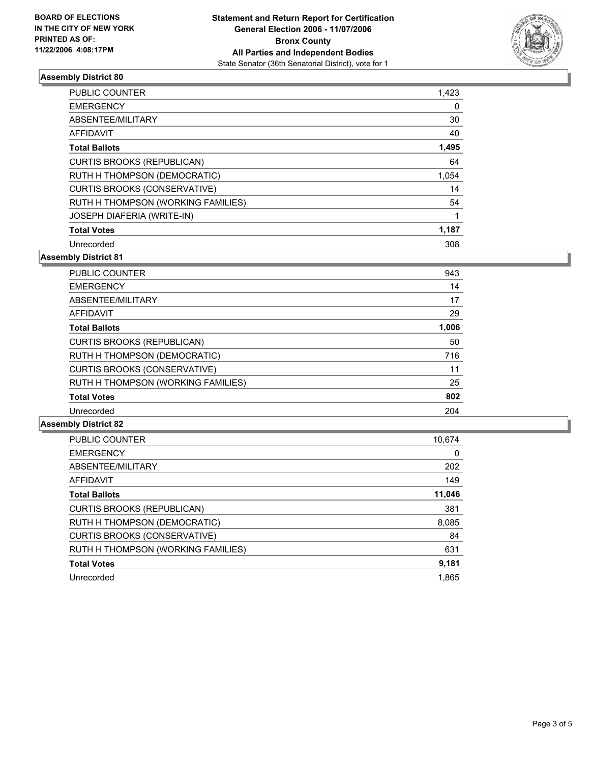**BOARD OF ELECTIONS IN THE CITY OF NEW YORK PRINTED AS OF: 11/22/2006 4:08:17PM**

# Statement and Return Report for Certification
## General Election 2006 - 11/07/2006
## Bronx County
## All Parties and Independent Bodies
State Senator (36th Senatorial District), vote for 1

### Assembly District 80

| | |
|---|---|
| PUBLIC COUNTER | 1,423 |
| EMERGENCY | 0 |
| ABSENTEE/MILITARY | 30 |
| AFFIDAVIT | 40 |
| **Total Ballots** | **1,495** |
| CURTIS BROOKS (REPUBLICAN) | 64 |
| RUTH H THOMPSON (DEMOCRATIC) | 1,054 |
| CURTIS BROOKS (CONSERVATIVE) | 14 |
| RUTH H THOMPSON (WORKING FAMILIES) | 54 |
| JOSEPH DIAFERIA (WRITE-IN) | 1 |
| **Total Votes** | **1,187** |
| Unrecorded | 308 |

### Assembly District 81

| | |
|---|---|
| PUBLIC COUNTER | 943 |
| EMERGENCY | 14 |
| ABSENTEE/MILITARY | 17 |
| AFFIDAVIT | 29 |
| **Total Ballots** | **1,006** |
| CURTIS BROOKS (REPUBLICAN) | 50 |
| RUTH H THOMPSON (DEMOCRATIC) | 716 |
| CURTIS BROOKS (CONSERVATIVE) | 11 |
| RUTH H THOMPSON (WORKING FAMILIES) | 25 |
| **Total Votes** | **802** |
| Unrecorded | 204 |

### Assembly District 82

| | |
|---|---|
| PUBLIC COUNTER | 10,674 |
| EMERGENCY | 0 |
| ABSENTEE/MILITARY | 202 |
| AFFIDAVIT | 149 |
| **Total Ballots** | **11,046** |
| CURTIS BROOKS (REPUBLICAN) | 381 |
| RUTH H THOMPSON (DEMOCRATIC) | 8,085 |
| CURTIS BROOKS (CONSERVATIVE) | 84 |
| RUTH H THOMPSON (WORKING FAMILIES) | 631 |
| **Total Votes** | **9,181** |
| Unrecorded | 1,865 |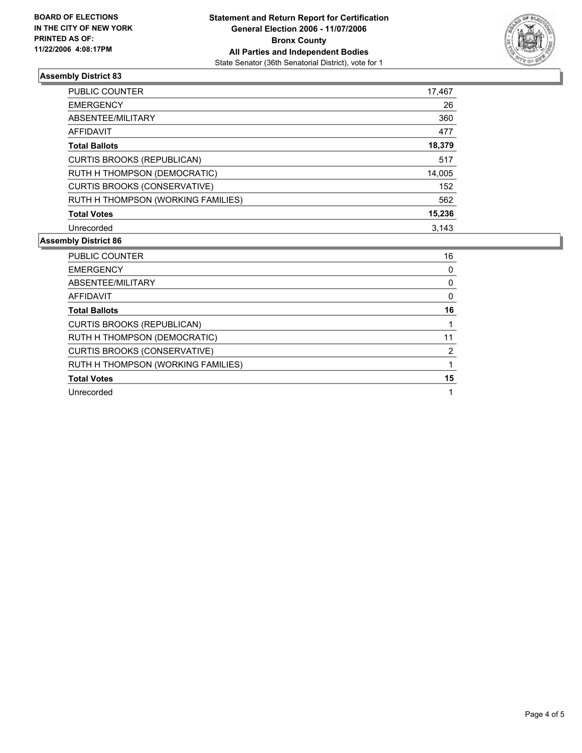**BOARD OF ELECTIONS IN THE CITY OF NEW YORK**
**PRINTED AS OF: 11/22/2006 4:08:17PM**

**Statement and Return Report for Certification**
**General Election 2006 - 11/07/2006**
**Bronx County**
**All Parties and Independent Bodies**
State Senator (36th Senatorial District), vote for 1

## Assembly District 83

| | |
|---|---|
| PUBLIC COUNTER | 17,467 |
| EMERGENCY | 26 |
| ABSENTEE/MILITARY | 360 |
| AFFIDAVIT | 477 |
| **Total Ballots** | **18,379** |
| CURTIS BROOKS (REPUBLICAN) | 517 |
| RUTH H THOMPSON (DEMOCRATIC) | 14,005 |
| CURTIS BROOKS (CONSERVATIVE) | 152 |
| RUTH H THOMPSON (WORKING FAMILIES) | 562 |
| **Total Votes** | **15,236** |
| Unrecorded | 3,143 |

## Assembly District 86

| | |
|---|---|
| PUBLIC COUNTER | 16 |
| EMERGENCY | 0 |
| ABSENTEE/MILITARY | 0 |
| AFFIDAVIT | 0 |
| **Total Ballots** | **16** |
| CURTIS BROOKS (REPUBLICAN) | 1 |
| RUTH H THOMPSON (DEMOCRATIC) | 11 |
| CURTIS BROOKS (CONSERVATIVE) | 2 |
| RUTH H THOMPSON (WORKING FAMILIES) | 1 |
| **Total Votes** | **15** |
| Unrecorded | 1 |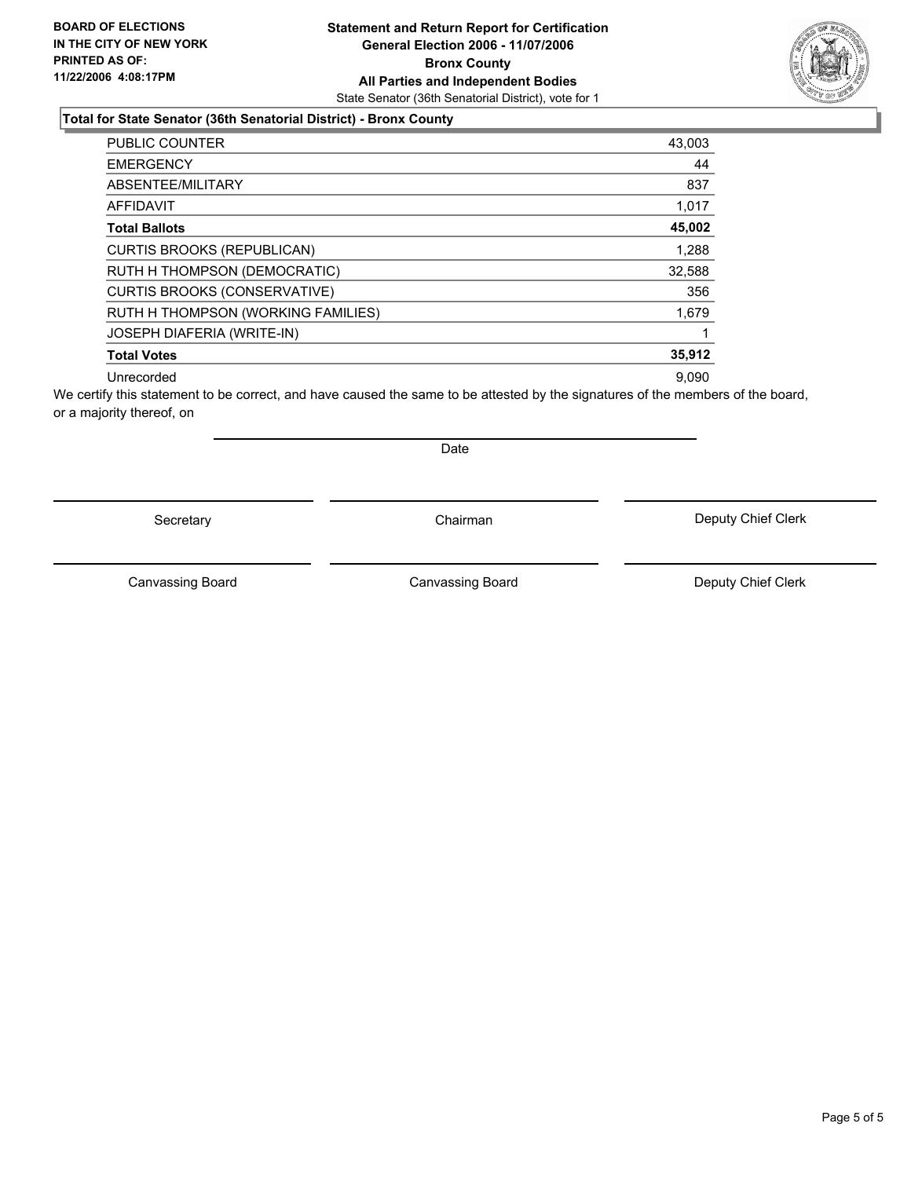**BOARD OF ELECTIONS IN THE CITY OF NEW YORK PRINTED AS OF: 11/22/2006 4:08:17PM**

**Statement and Return Report for Certification**
**General Election 2006 - 11/07/2006**
**Bronx County**
**All Parties and Independent Bodies**
State Senator (36th Senatorial District), vote for 1

**Total for State Senator (36th Senatorial District) - Bronx County**

| | |
|---|---|
| PUBLIC COUNTER | 43,003 |
| EMERGENCY | 44 |
| ABSENTEE/MILITARY | 837 |
| AFFIDAVIT | 1,017 |
| **Total Ballots** | **45,002** |
| CURTIS BROOKS (REPUBLICAN) | 1,288 |
| RUTH H THOMPSON (DEMOCRATIC) | 32,588 |
| CURTIS BROOKS (CONSERVATIVE) | 356 |
| RUTH H THOMPSON (WORKING FAMILIES) | 1,679 |
| JOSEPH DIAFERIA (WRITE-IN) | 1 |
| **Total Votes** | **35,912** |
| Unrecorded | 9,090 |

We certify this statement to be correct, and have caused the same to be attested by the signatures of the members of the board, or a majority thereof, on

Date

Secretary | Chairman | Deputy Chief Clerk

Canvassing Board | Canvassing Board | Deputy Chief Clerk